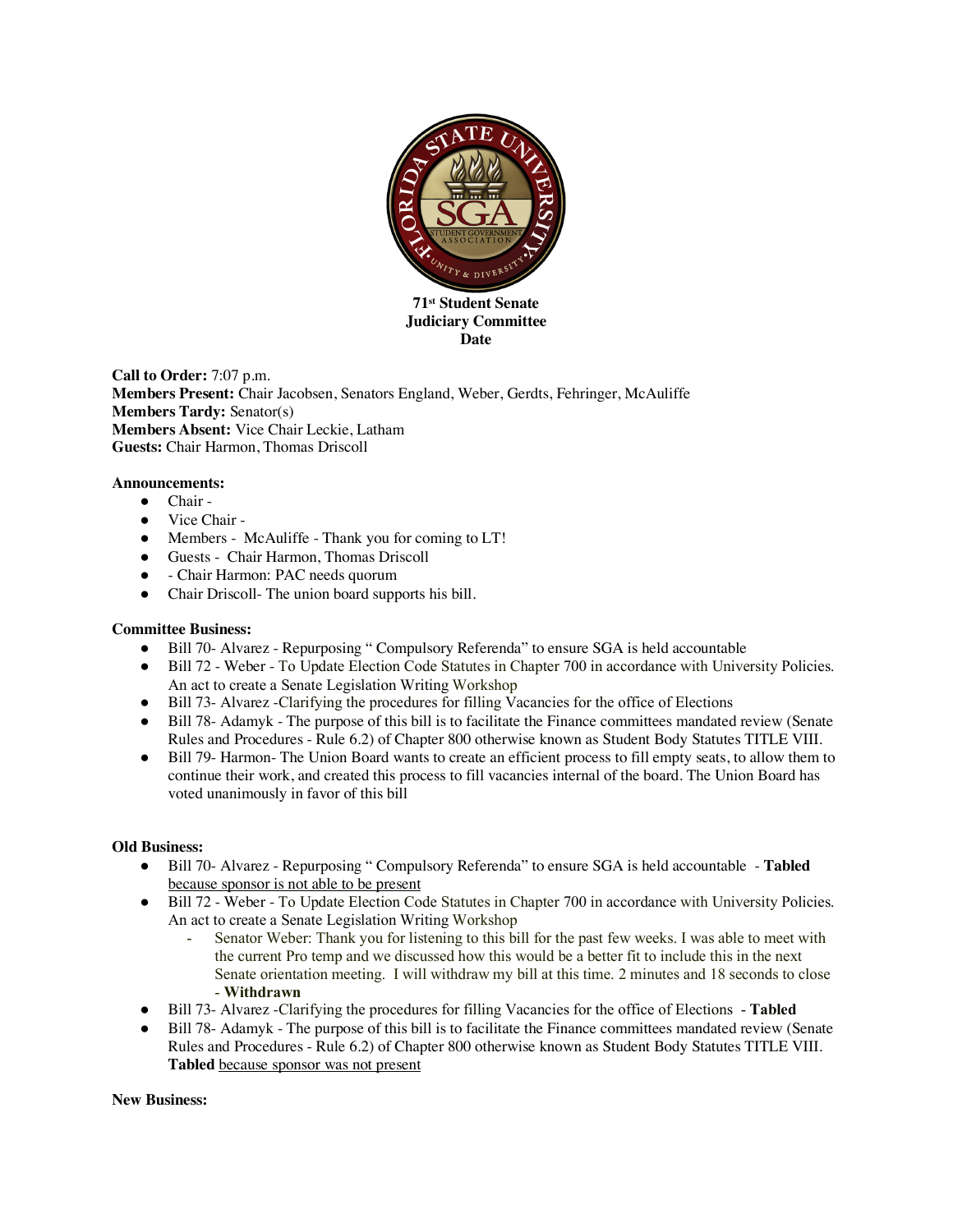**71st Student Senate**
**Judiciary Committee**
**Date**

**Call to Order:** 7:07 p.m.
**Members Present:** Chair Jacobsen, Senators England, Weber, Gerdts, Fehringer, McAuliffe
**Members Tardy:** Senator(s)
**Members Absent:** Vice Chair Leckie, Latham
**Guests:** Chair Harmon, Thomas Driscoll

**Announcements:**

- Chair -
- Vice Chair -
- Members - McAuliffe - Thank you for coming to LT!
- Guests - Chair Harmon, Thomas Driscoll
- - Chair Harmon: PAC needs quorum
- Chair Driscoll- The union board supports his bill.

**Committee Business:**

- Bill 70- Alvarez - Repurposing " Compulsory Referenda" to ensure SGA is held accountable
- Bill 72 - Weber - To Update Election Code Statutes in Chapter 700 in accordance with University Policies. An act to create a Senate Legislation Writing Workshop
- Bill 73- Alvarez -Clarifying the procedures for filling Vacancies for the office of Elections
- Bill 78- Adamyk - The purpose of this bill is to facilitate the Finance committees mandated review (Senate Rules and Procedures - Rule 6.2) of Chapter 800 otherwise known as Student Body Statutes TITLE VIII.
- Bill 79- Harmon- The Union Board wants to create an efficient process to fill empty seats, to allow them to continue their work, and created this process to fill vacancies internal of the board. The Union Board has voted unanimously in favor of this bill

**Old Business:**

- Bill 70- Alvarez - Repurposing " Compulsory Referenda" to ensure SGA is held accountable - **Tabled** <u>because sponsor is not able to be present</u>
- Bill 72 - Weber - To Update Election Code Statutes in Chapter 700 in accordance with University Policies. An act to create a Senate Legislation Writing Workshop
  - Senator Weber: Thank you for listening to this bill for the past few weeks. I was able to meet with the current Pro temp and we discussed how this would be a better fit to include this in the next Senate orientation meeting. I will withdraw my bill at this time. 2 minutes and 18 seconds to close - **Withdrawn**
- Bill 73- Alvarez -Clarifying the procedures for filling Vacancies for the office of Elections - **Tabled**
- Bill 78- Adamyk - The purpose of this bill is to facilitate the Finance committees mandated review (Senate Rules and Procedures - Rule 6.2) of Chapter 800 otherwise known as Student Body Statutes TITLE VIII. **Tabled** <u>because sponsor was not present</u>

**New Business:**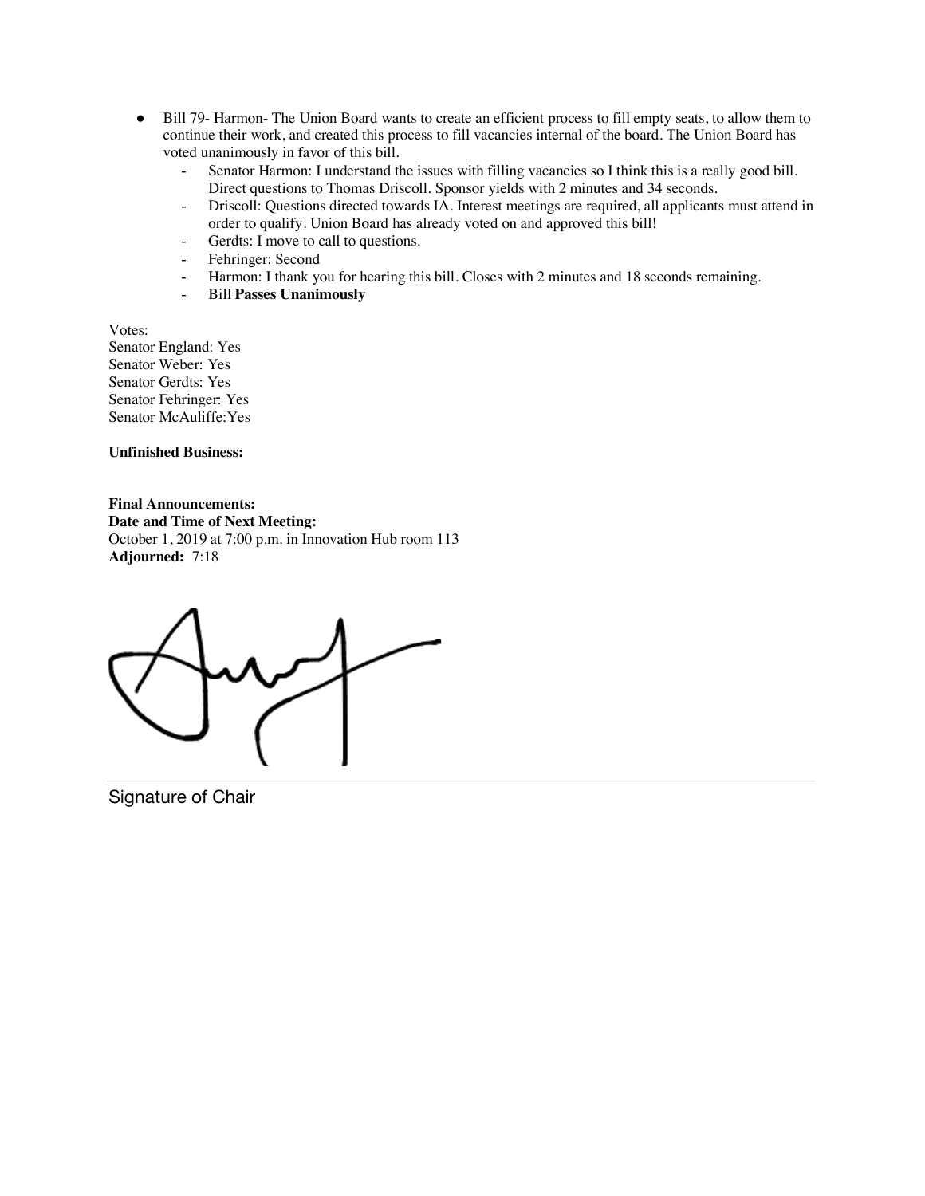- Bill 79- Harmon- The Union Board wants to create an efficient process to fill empty seats, to allow them to continue their work, and created this process to fill vacancies internal of the board. The Union Board has voted unanimously in favor of this bill.
    - Senator Harmon: I understand the issues with filling vacancies so I think this is a really good bill. Direct questions to Thomas Driscoll. Sponsor yields with 2 minutes and 34 seconds.
    - Driscoll: Questions directed towards IA. Interest meetings are required, all applicants must attend in order to qualify. Union Board has already voted on and approved this bill!
    - Gerdts: I move to call to questions.
    - Fehringer: Second
    - Harmon: I thank you for hearing this bill. Closes with 2 minutes and 18 seconds remaining.
    - Bill **Passes Unanimously**

Votes:
Senator England: Yes
Senator Weber: Yes
Senator Gerdts: Yes
Senator Fehringer: Yes
Senator McAuliffe: Yes

**Unfinished Business:**

**Final Announcements:**
**Date and Time of Next Meeting:**
October 1, 2019 at 7:00 p.m. in Innovation Hub room 113
**Adjourned:** 7:18

Signature of Chair